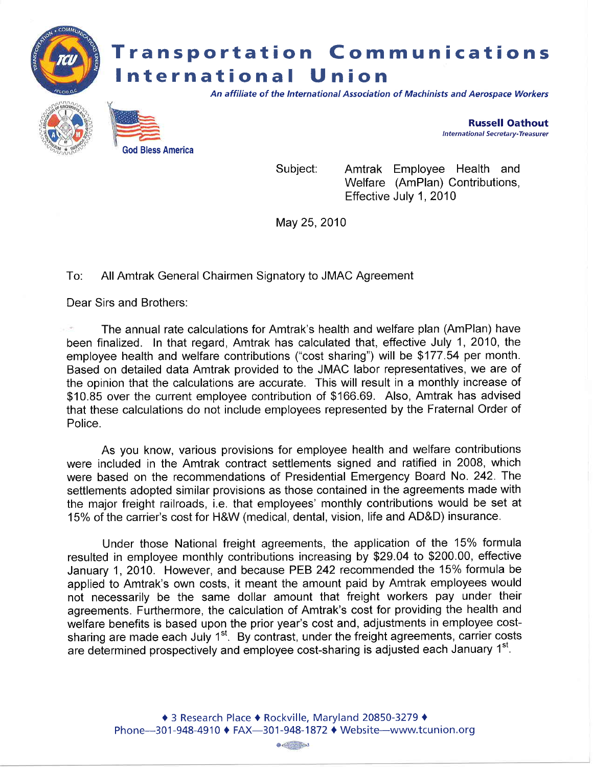# Transportation Communications International Union

*An affiliate of the International Association of Machinists and Aerospace Workers*

God Bless America

**Russell Oathout**
*International Secretary-Treasurer*

Subject: Amtrak Employee Health and Welfare (AmPlan) Contributions, Effective July 1, 2010

May 25, 2010

To: All Amtrak General Chairmen Signatory to JMAC Agreement

Dear Sirs and Brothers:

The annual rate calculations for Amtrak's health and welfare plan (AmPlan) have been finalized. In that regard, Amtrak has calculated that, effective July 1, 2010, the employee health and welfare contributions ("cost sharing") will be $177.54 per month. Based on detailed data Amtrak provided to the JMAC labor representatives, we are of the opinion that the calculations are accurate. This will result in a monthly increase of $10.85 over the current employee contribution of $166.69. Also, Amtrak has advised that these calculations do not include employees represented by the Fraternal Order of Police.

As you know, various provisions for employee health and welfare contributions were included in the Amtrak contract settlements signed and ratified in 2008, which were based on the recommendations of Presidential Emergency Board No. 242. The settlements adopted similar provisions as those contained in the agreements made with the major freight railroads, i.e. that employees' monthly contributions would be set at 15% of the carrier's cost for H&W (medical, dental, vision, life and AD&D) insurance.

Under those National freight agreements, the application of the 15% formula resulted in employee monthly contributions increasing by $29.04 to $200.00, effective January 1, 2010. However, and because PEB 242 recommended the 15% formula be applied to Amtrak's own costs, it meant the amount paid by Amtrak employees would not necessarily be the same dollar amount that freight workers pay under their agreements. Furthermore, the calculation of Amtrak's cost for providing the health and welfare benefits is based upon the prior year's cost and, adjustments in employee cost-sharing are made each July 1st. By contrast, under the freight agreements, carrier costs are determined prospectively and employee cost-sharing is adjusted each January 1st.

♦ 3 Research Place ♦ Rockville, Maryland 20850-3279 ♦
Phone—301-948-4910 ♦ FAX—301-948-1872 ♦ Website—www.tcunion.org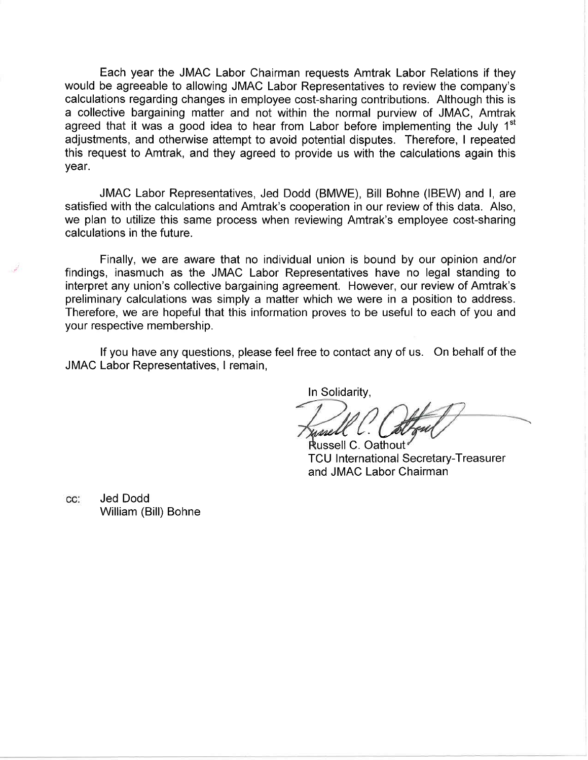Each year the JMAC Labor Chairman requests Amtrak Labor Relations if they would be agreeable to allowing JMAC Labor Representatives to review the company's calculations regarding changes in employee cost-sharing contributions. Although this is a collective bargaining matter and not within the normal purview of JMAC, Amtrak agreed that it was a good idea to hear from Labor before implementing the July 1st adjustments, and otherwise attempt to avoid potential disputes. Therefore, I repeated this request to Amtrak, and they agreed to provide us with the calculations again this year.

JMAC Labor Representatives, Jed Dodd (BMWE), Bill Bohne (IBEW) and I, are satisfied with the calculations and Amtrak's cooperation in our review of this data. Also, we plan to utilize this same process when reviewing Amtrak's employee cost-sharing calculations in the future.

Finally, we are aware that no individual union is bound by our opinion and/or findings, inasmuch as the JMAC Labor Representatives have no legal standing to interpret any union's collective bargaining agreement. However, our review of Amtrak's preliminary calculations was simply a matter which we were in a position to address. Therefore, we are hopeful that this information proves to be useful to each of you and your respective membership.

If you have any questions, please feel free to contact any of us. On behalf of the JMAC Labor Representatives, I remain,

In Solidarity,

Russell C. Oathout
TCU International Secretary-Treasurer
and JMAC Labor Chairman

cc: Jed Dodd
William (Bill) Bohne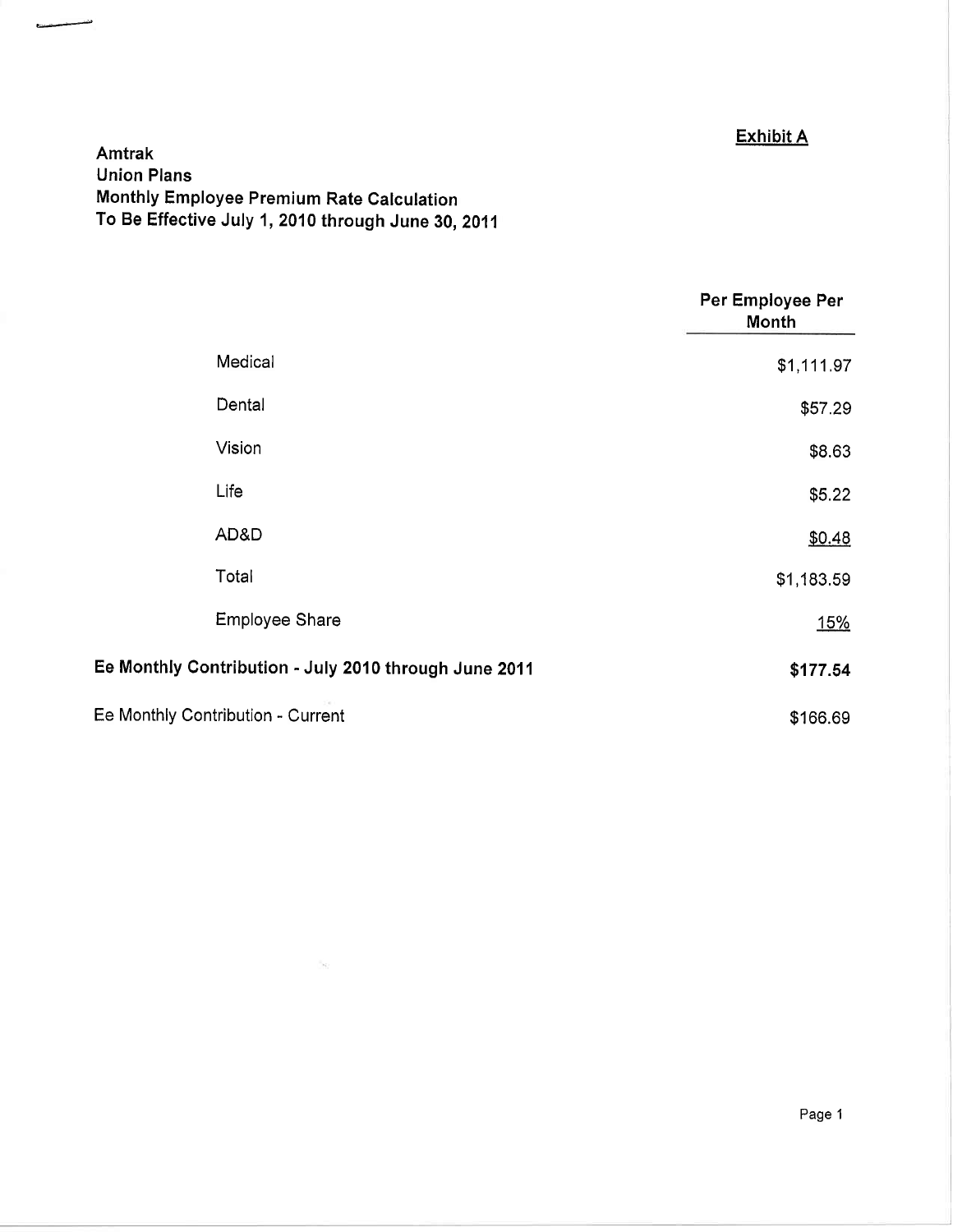**Exhibit A**

**Amtrak**
**Union Plans**
**Monthly Employee Premium Rate Calculation**
**To Be Effective July 1, 2010 through June 30, 2011**

| | Per Employee Per Month |
|---|---|
| Medical | $1,111.97 |
| Dental | $57.29 |
| Vision | $8.63 |
| Life | $5.22 |
| AD&D | $0.48 |
| Total | $1,183.59 |
| Employee Share | 15% |
| **Ee Monthly Contribution - July 2010 through June 2011** | **$177.54** |
| Ee Monthly Contribution - Current | $166.69 |